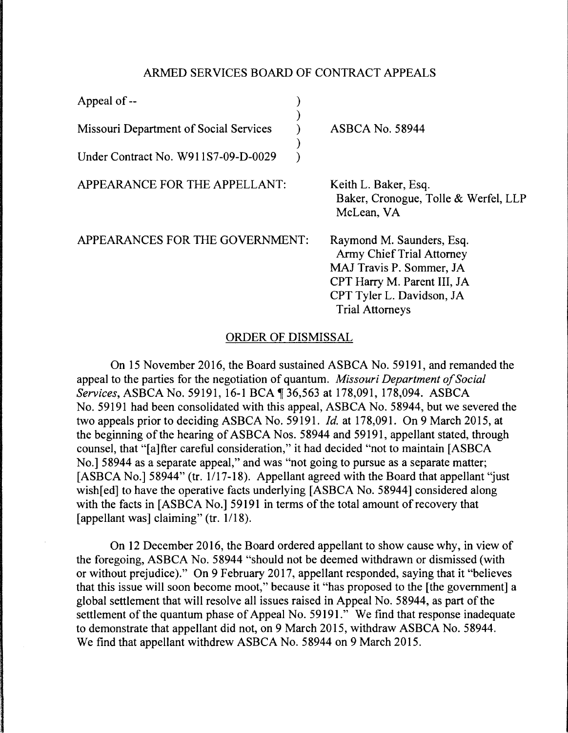ARMED SERVICES BOARD OF CONTRACT APPEALS

| | | |
|---|---|---|
| Appeal of -- | ) | |
| | ) | |
| Missouri Department of Social Services | ) | ASBCA No. 58944 |
| | ) | |
| Under Contract No. W911S7-09-D-0029 | ) | |

APPEARANCE FOR THE APPELLANT: Keith L. Baker, Esq.
Baker, Cronogue, Tolle & Werfel, LLP
McLean, VA

APPEARANCES FOR THE GOVERNMENT: Raymond M. Saunders, Esq.
Army Chief Trial Attorney
MAJ Travis P. Sommer, JA
CPT Harry M. Parent III, JA
CPT Tyler L. Davidson, JA
Trial Attorneys

ORDER OF DISMISSAL

On 15 November 2016, the Board sustained ASBCA No. 59191, and remanded the appeal to the parties for the negotiation of quantum. *Missouri Department of Social Services*, ASBCA No. 59191, 16-1 BCA ¶ 36,563 at 178,091, 178,094. ASBCA No. 59191 had been consolidated with this appeal, ASBCA No. 58944, but we severed the two appeals prior to deciding ASBCA No. 59191. *Id.* at 178,091. On 9 March 2015, at the beginning of the hearing of ASBCA Nos. 58944 and 59191, appellant stated, through counsel, that "[a]fter careful consideration," it had decided "not to maintain [ASBCA No.] 58944 as a separate appeal," and was "not going to pursue as a separate matter; [ASBCA No.] 58944" (tr. 1/17-18). Appellant agreed with the Board that appellant "just wish[ed] to have the operative facts underlying [ASBCA No. 58944] considered along with the facts in [ASBCA No.] 59191 in terms of the total amount of recovery that [appellant was] claiming" (tr. 1/18).

On 12 December 2016, the Board ordered appellant to show cause why, in view of the foregoing, ASBCA No. 58944 "should not be deemed withdrawn or dismissed (with or without prejudice)." On 9 February 2017, appellant responded, saying that it "believes that this issue will soon become moot," because it "has proposed to the [the government] a global settlement that will resolve all issues raised in Appeal No. 58944, as part of the settlement of the quantum phase of Appeal No. 59191." We find that response inadequate to demonstrate that appellant did not, on 9 March 2015, withdraw ASBCA No. 58944. We find that appellant withdrew ASBCA No. 58944 on 9 March 2015.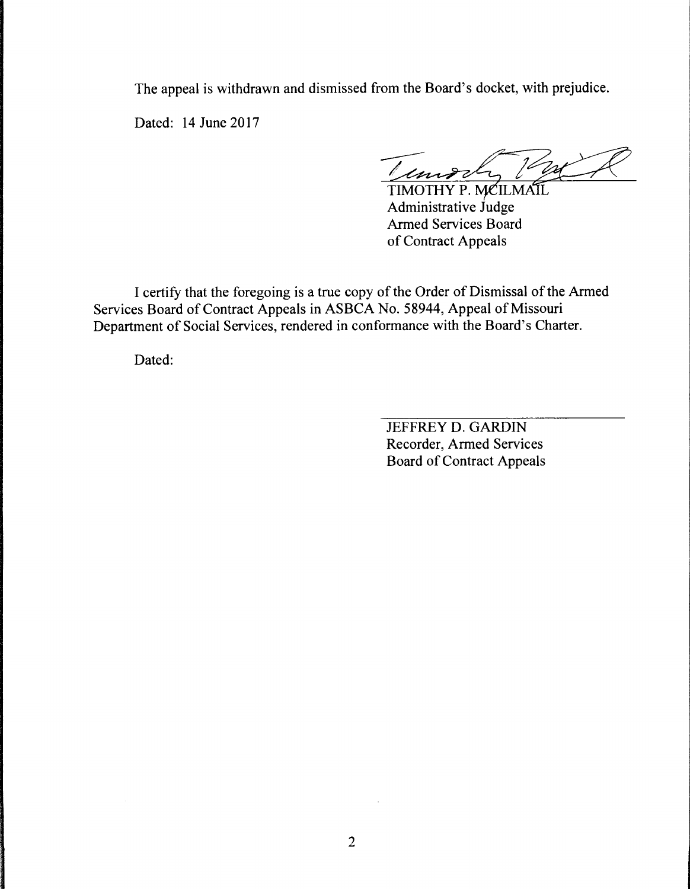The appeal is withdrawn and dismissed from the Board's docket, with prejudice.

Dated: 14 June 2017

TIMOTHY P. MCILMAIL
Administrative Judge
Armed Services Board
of Contract Appeals

I certify that the foregoing is a true copy of the Order of Dismissal of the Armed Services Board of Contract Appeals in ASBCA No. 58944, Appeal of Missouri Department of Social Services, rendered in conformance with the Board's Charter.

Dated:

JEFFREY D. GARDIN
Recorder, Armed Services
Board of Contract Appeals